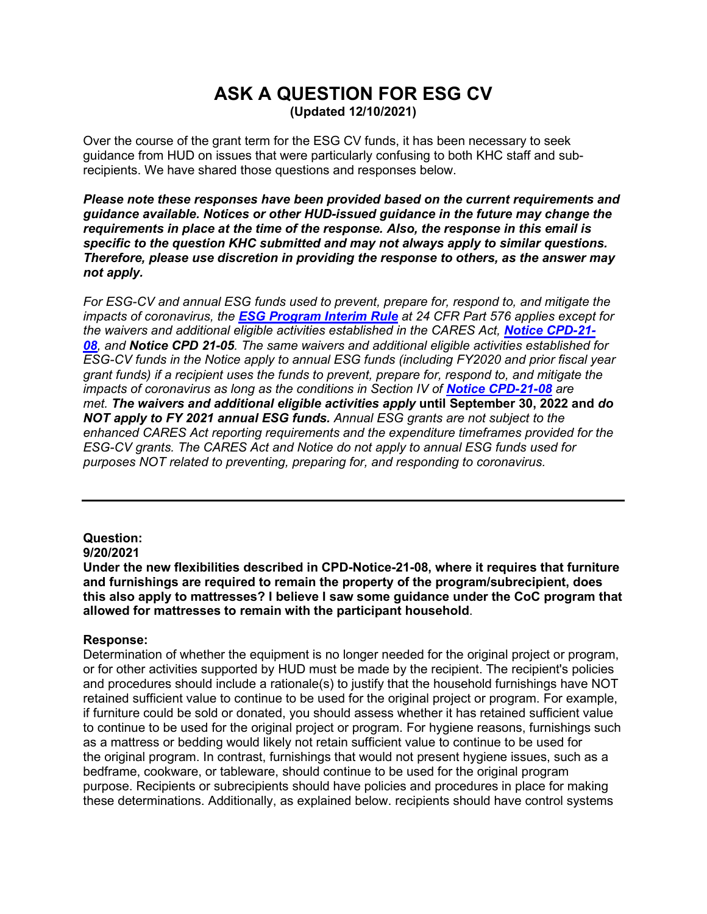# ASK A QUESTION FOR ESG CV

**(Updated 12/10/2021)**

Over the course of the grant term for the ESG CV funds, it has been necessary to seek guidance from HUD on issues that were particularly confusing to both KHC staff and sub-recipients. We have shared those questions and responses below.

***Please note these responses have been provided based on the current requirements and guidance available. Notices or other HUD-issued guidance in the future may change the requirements in place at the time of the response. Also, the response in this email is specific to the question KHC submitted and may not always apply to similar questions. Therefore, please use discretion in providing the response to others, as the answer may not apply.***

*For ESG-CV and annual ESG funds used to prevent, prepare for, respond to, and mitigate the impacts of coronavirus, the* ***ESG Program Interim Rule*** *at 24 CFR Part 576 applies except for the waivers and additional eligible activities established in the CARES Act,* ***Notice CPD-21-08****, and* ***Notice CPD 21-05****. The same waivers and additional eligible activities established for ESG-CV funds in the Notice apply to annual ESG funds (including FY2020 and prior fiscal year grant funds) if a recipient uses the funds to prevent, prepare for, respond to, and mitigate the impacts of coronavirus as long as the conditions in Section IV of* ***Notice CPD-21-08*** *are met.* ***The waivers and additional eligible activities apply*** **until September 30, 2022 and** ***do NOT apply to FY 2021 annual ESG funds.*** *Annual ESG grants are not subject to the enhanced CARES Act reporting requirements and the expenditure timeframes provided for the ESG-CV grants. The CARES Act and Notice do not apply to annual ESG funds used for purposes NOT related to preventing, preparing for, and responding to coronavirus.*

---

**Question:**
**9/20/2021**
**Under the new flexibilities described in CPD-Notice-21-08, where it requires that furniture and furnishings are required to remain the property of the program/subrecipient, does this also apply to mattresses? I believe I saw some guidance under the CoC program that allowed for mattresses to remain with the participant household**.

**Response:**
Determination of whether the equipment is no longer needed for the original project or program, or for other activities supported by HUD must be made by the recipient. The recipient's policies and procedures should include a rationale(s) to justify that the household furnishings have NOT retained sufficient value to continue to be used for the original project or program. For example, if furniture could be sold or donated, you should assess whether it has retained sufficient value to continue to be used for the original project or program. For hygiene reasons, furnishings such as a mattress or bedding would likely not retain sufficient value to continue to be used for the original program. In contrast, furnishings that would not present hygiene issues, such as a bedframe, cookware, or tableware, should continue to be used for the original program purpose. Recipients or subrecipients should have policies and procedures in place for making these determinations. Additionally, as explained below. recipients should have control systems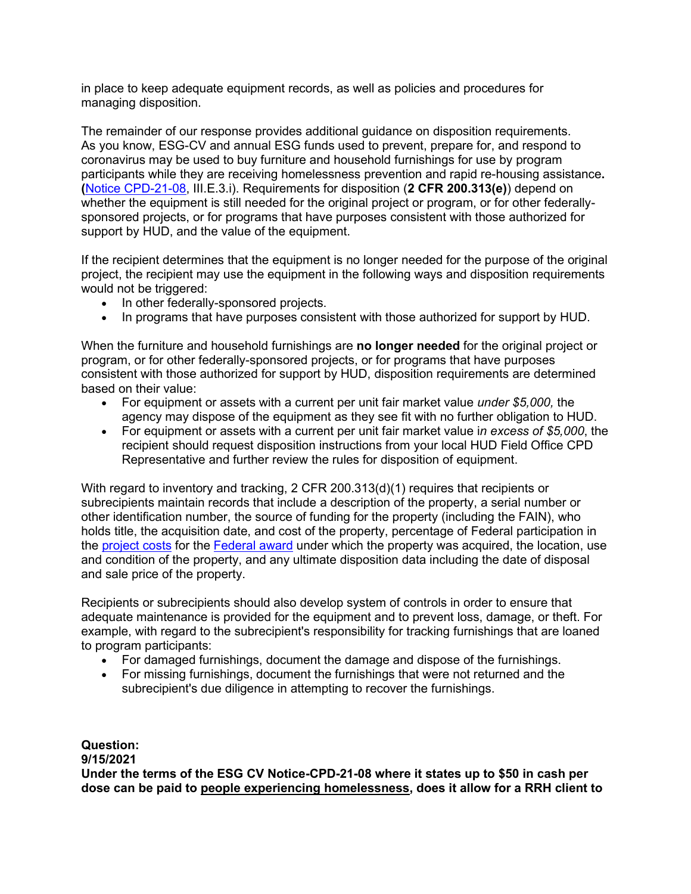in place to keep adequate equipment records, as well as policies and procedures for managing disposition.

The remainder of our response provides additional guidance on disposition requirements. As you know, ESG-CV and annual ESG funds used to prevent, prepare for, and respond to coronavirus may be used to buy furniture and household furnishings for use by program participants while they are receiving homelessness prevention and rapid re-housing assistance**.** **(**Notice CPD-21-08, III.E.3.i). Requirements for disposition (**2 CFR 200.313(e)**) depend on whether the equipment is still needed for the original project or program, or for other federally-sponsored projects, or for programs that have purposes consistent with those authorized for support by HUD, and the value of the equipment.

If the recipient determines that the equipment is no longer needed for the purpose of the original project, the recipient may use the equipment in the following ways and disposition requirements would not be triggered:

- In other federally-sponsored projects.
- In programs that have purposes consistent with those authorized for support by HUD.

When the furniture and household furnishings are **no longer needed** for the original project or program, or for other federally-sponsored projects, or for programs that have purposes consistent with those authorized for support by HUD, disposition requirements are determined based on their value:

- For equipment or assets with a current per unit fair market value *under $5,000,* the agency may dispose of the equipment as they see fit with no further obligation to HUD.
- For equipment or assets with a current per unit fair market value i*n excess of $5,000*, the recipient should request disposition instructions from your local HUD Field Office CPD Representative and further review the rules for disposition of equipment.

With regard to inventory and tracking, 2 CFR 200.313(d)(1) requires that recipients or subrecipients maintain records that include a description of the property, a serial number or other identification number, the source of funding for the property (including the FAIN), who holds title, the acquisition date, and cost of the property, percentage of Federal participation in the project costs for the Federal award under which the property was acquired, the location, use and condition of the property, and any ultimate disposition data including the date of disposal and sale price of the property.

Recipients or subrecipients should also develop system of controls in order to ensure that adequate maintenance is provided for the equipment and to prevent loss, damage, or theft. For example, with regard to the subrecipient's responsibility for tracking furnishings that are loaned to program participants:

- For damaged furnishings, document the damage and dispose of the furnishings.
- For missing furnishings, document the furnishings that were not returned and the subrecipient's due diligence in attempting to recover the furnishings.

**Question:**
**9/15/2021**
**Under the terms of the ESG CV Notice-CPD-21-08 where it states up to $50 in cash per dose can be paid to <u>people experiencing homelessness</u>, does it allow for a RRH client to**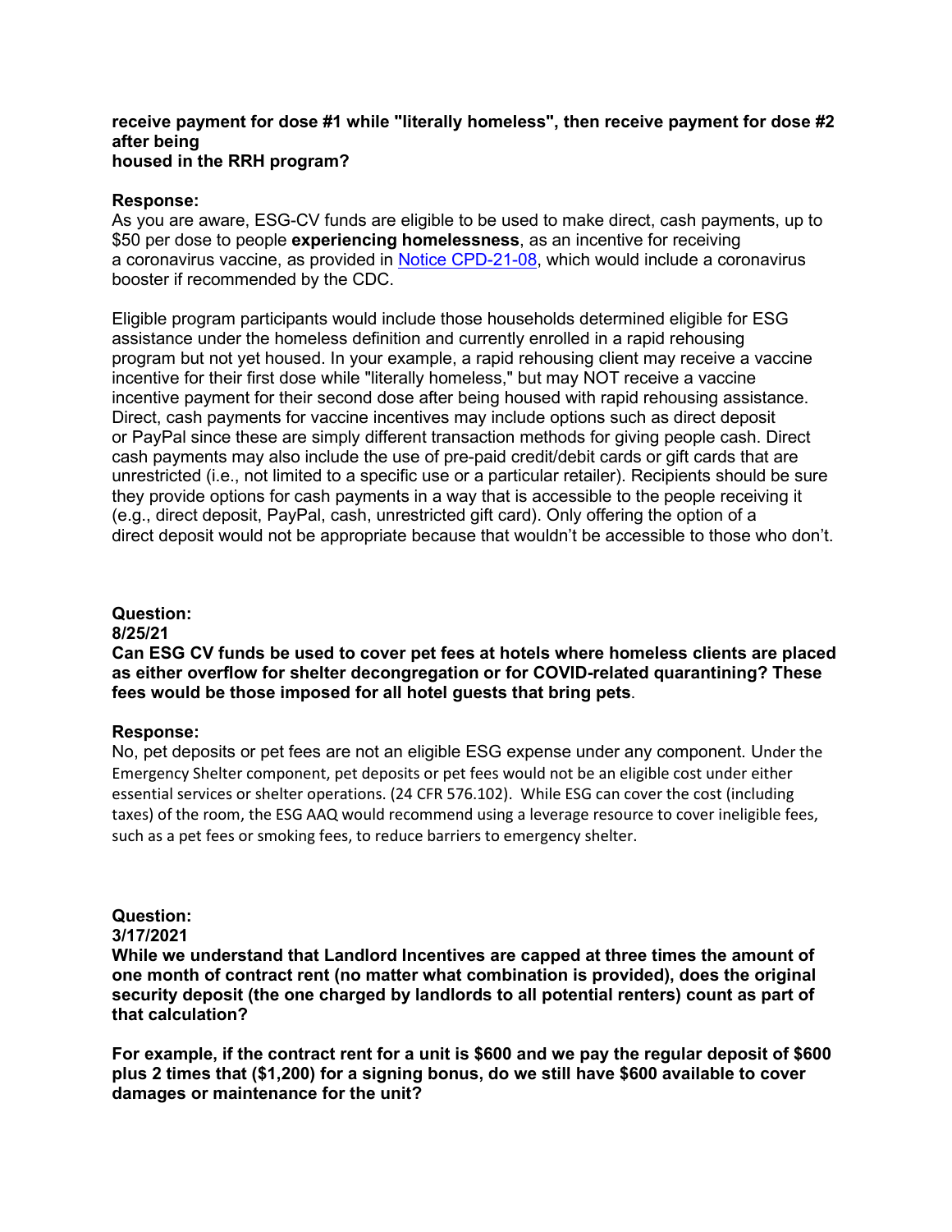**receive payment for dose #1 while "literally homeless", then receive payment for dose #2 after being housed in the RRH program?**

**Response:**

As you are aware, ESG-CV funds are eligible to be used to make direct, cash payments, up to $50 per dose to people **experiencing homelessness**, as an incentive for receiving a coronavirus vaccine, as provided in Notice CPD-21-08, which would include a coronavirus booster if recommended by the CDC.

Eligible program participants would include those households determined eligible for ESG assistance under the homeless definition and currently enrolled in a rapid rehousing program but not yet housed. In your example, a rapid rehousing client may receive a vaccine incentive for their first dose while "literally homeless," but may NOT receive a vaccine incentive payment for their second dose after being housed with rapid rehousing assistance. Direct, cash payments for vaccine incentives may include options such as direct deposit or PayPal since these are simply different transaction methods for giving people cash. Direct cash payments may also include the use of pre-paid credit/debit cards or gift cards that are unrestricted (i.e., not limited to a specific use or a particular retailer). Recipients should be sure they provide options for cash payments in a way that is accessible to the people receiving it (e.g., direct deposit, PayPal, cash, unrestricted gift card). Only offering the option of a direct deposit would not be appropriate because that wouldn't be accessible to those who don't.

**Question:**
**8/25/21**
**Can ESG CV funds be used to cover pet fees at hotels where homeless clients are placed as either overflow for shelter decongregation or for COVID-related quarantining? These fees would be those imposed for all hotel guests that bring pets**.

**Response:**

No, pet deposits or pet fees are not an eligible ESG expense under any component. Under the Emergency Shelter component, pet deposits or pet fees would not be an eligible cost under either essential services or shelter operations. (24 CFR 576.102). While ESG can cover the cost (including taxes) of the room, the ESG AAQ would recommend using a leverage resource to cover ineligible fees, such as a pet fees or smoking fees, to reduce barriers to emergency shelter.

**Question:**
**3/17/2021**
**While we understand that Landlord Incentives are capped at three times the amount of one month of contract rent (no matter what combination is provided), does the original security deposit (the one charged by landlords to all potential renters) count as part of that calculation?**

**For example, if the contract rent for a unit is $600 and we pay the regular deposit of $600 plus 2 times that ($1,200) for a signing bonus, do we still have $600 available to cover damages or maintenance for the unit?**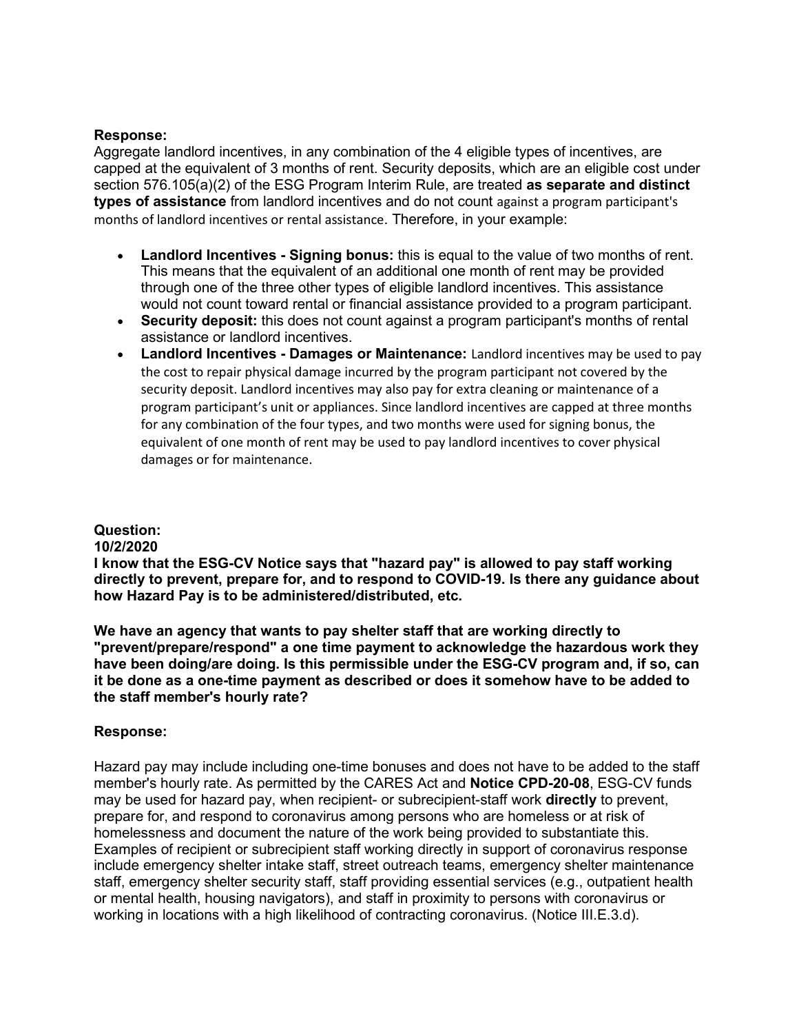**Response:**

Aggregate landlord incentives, in any combination of the 4 eligible types of incentives, are capped at the equivalent of 3 months of rent. Security deposits, which are an eligible cost under section 576.105(a)(2) of the ESG Program Interim Rule, are treated **as separate and distinct types of assistance** from landlord incentives and do not count against a program participant's months of landlord incentives or rental assistance. Therefore, in your example:

- **Landlord Incentives - Signing bonus:** this is equal to the value of two months of rent. This means that the equivalent of an additional one month of rent may be provided through one of the three other types of eligible landlord incentives. This assistance would not count toward rental or financial assistance provided to a program participant.
- **Security deposit:** this does not count against a program participant's months of rental assistance or landlord incentives.
- **Landlord Incentives - Damages or Maintenance:** Landlord incentives may be used to pay the cost to repair physical damage incurred by the program participant not covered by the security deposit. Landlord incentives may also pay for extra cleaning or maintenance of a program participant's unit or appliances. Since landlord incentives are capped at three months for any combination of the four types, and two months were used for signing bonus, the equivalent of one month of rent may be used to pay landlord incentives to cover physical damages or for maintenance.

**Question:**

**10/2/2020**

**I know that the ESG-CV Notice says that "hazard pay" is allowed to pay staff working directly to prevent, prepare for, and to respond to COVID-19. Is there any guidance about how Hazard Pay is to be administered/distributed, etc.**

**We have an agency that wants to pay shelter staff that are working directly to "prevent/prepare/respond" a one time payment to acknowledge the hazardous work they have been doing/are doing. Is this permissible under the ESG-CV program and, if so, can it be done as a one-time payment as described or does it somehow have to be added to the staff member's hourly rate?**

**Response:**

Hazard pay may include including one-time bonuses and does not have to be added to the staff member's hourly rate. As permitted by the CARES Act and **Notice CPD-20-08**, ESG-CV funds may be used for hazard pay, when recipient- or subrecipient-staff work **directly** to prevent, prepare for, and respond to coronavirus among persons who are homeless or at risk of homelessness and document the nature of the work being provided to substantiate this. Examples of recipient or subrecipient staff working directly in support of coronavirus response include emergency shelter intake staff, street outreach teams, emergency shelter maintenance staff, emergency shelter security staff, staff providing essential services (e.g., outpatient health or mental health, housing navigators), and staff in proximity to persons with coronavirus or working in locations with a high likelihood of contracting coronavirus. (Notice III.E.3.d).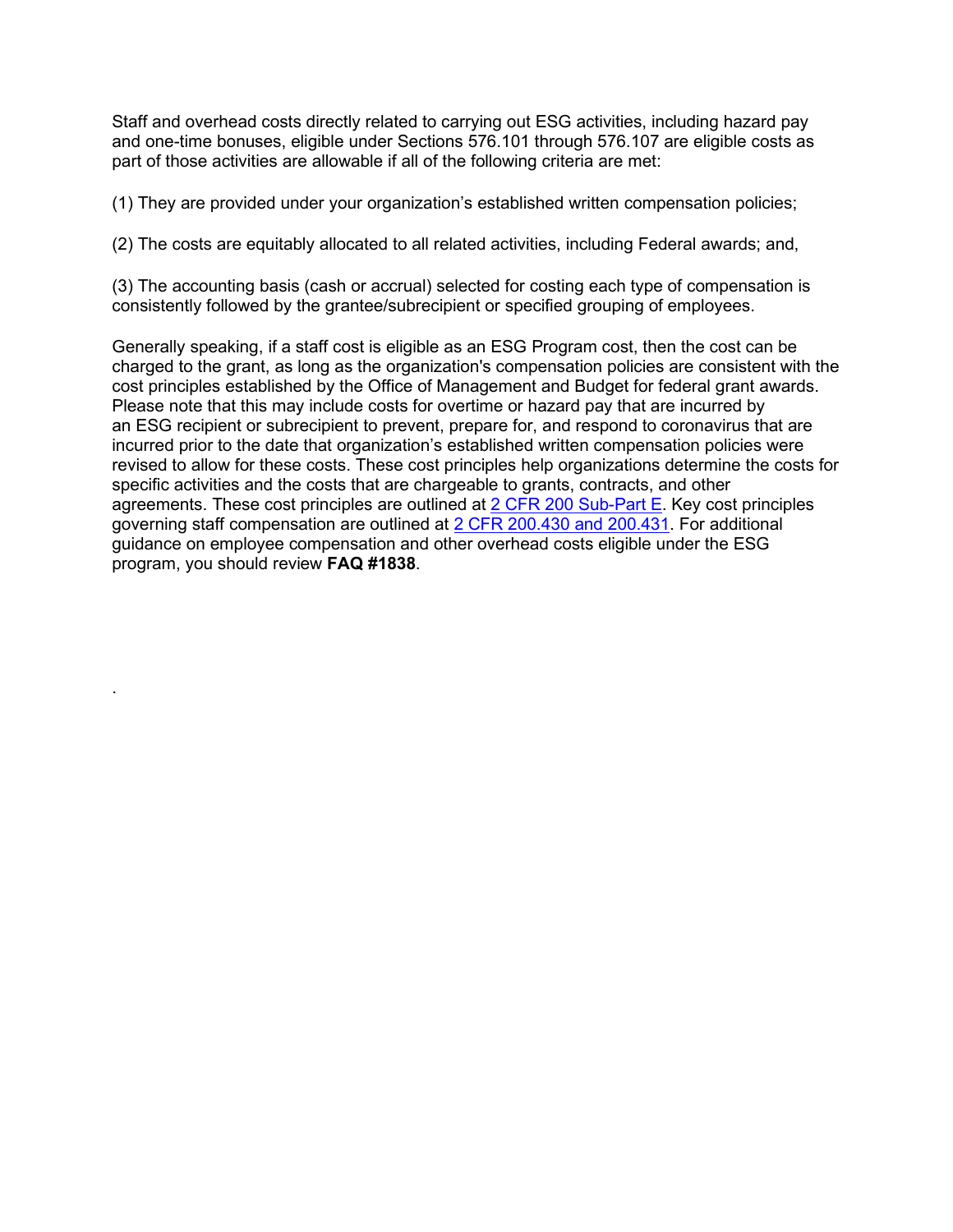Staff and overhead costs directly related to carrying out ESG activities, including hazard pay and one-time bonuses, eligible under Sections 576.101 through 576.107 are eligible costs as part of those activities are allowable if all of the following criteria are met:

(1) They are provided under your organization's established written compensation policies;

(2) The costs are equitably allocated to all related activities, including Federal awards; and,

(3) The accounting basis (cash or accrual) selected for costing each type of compensation is consistently followed by the grantee/subrecipient or specified grouping of employees.

Generally speaking, if a staff cost is eligible as an ESG Program cost, then the cost can be charged to the grant, as long as the organization's compensation policies are consistent with the cost principles established by the Office of Management and Budget for federal grant awards. Please note that this may include costs for overtime or hazard pay that are incurred by an ESG recipient or subrecipient to prevent, prepare for, and respond to coronavirus that are incurred prior to the date that organization's established written compensation policies were revised to allow for these costs. These cost principles help organizations determine the costs for specific activities and the costs that are chargeable to grants, contracts, and other agreements. These cost principles are outlined at 2 CFR 200 Sub-Part E. Key cost principles governing staff compensation are outlined at 2 CFR 200.430 and 200.431. For additional guidance on employee compensation and other overhead costs eligible under the ESG program, you should review **FAQ #1838**.

.